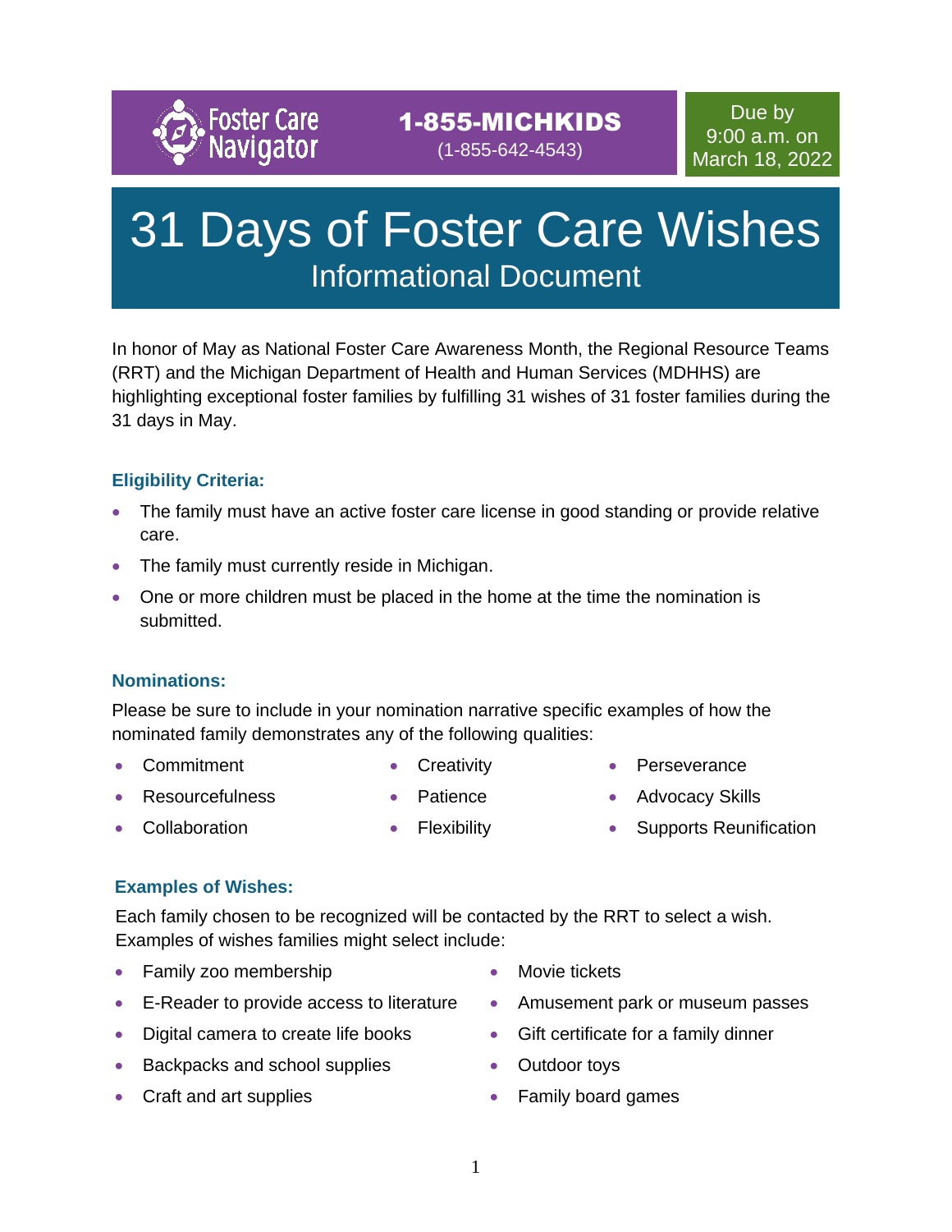Foster Care Navigator

**1-855-MICHKIDS**
(1-855-642-4543)

Due by 9:00 a.m. on March 18, 2022

# 31 Days of Foster Care Wishes

## Informational Document

In honor of May as National Foster Care Awareness Month, the Regional Resource Teams (RRT) and the Michigan Department of Health and Human Services (MDHHS) are highlighting exceptional foster families by fulfilling 31 wishes of 31 foster families during the 31 days in May.

### Eligibility Criteria:

- The family must have an active foster care license in good standing or provide relative care.
- The family must currently reside in Michigan.
- One or more children must be placed in the home at the time the nomination is submitted.

### Nominations:

Please be sure to include in your nomination narrative specific examples of how the nominated family demonstrates any of the following qualities:

- Commitment
- Resourcefulness
- Collaboration
- Creativity
- Patience
- Flexibility
- Perseverance
- Advocacy Skills
- Supports Reunification

### Examples of Wishes:

Each family chosen to be recognized will be contacted by the RRT to select a wish. Examples of wishes families might select include:

- Family zoo membership
- E-Reader to provide access to literature
- Digital camera to create life books
- Backpacks and school supplies
- Craft and art supplies
- Movie tickets
- Amusement park or museum passes
- Gift certificate for a family dinner
- Outdoor toys
- Family board games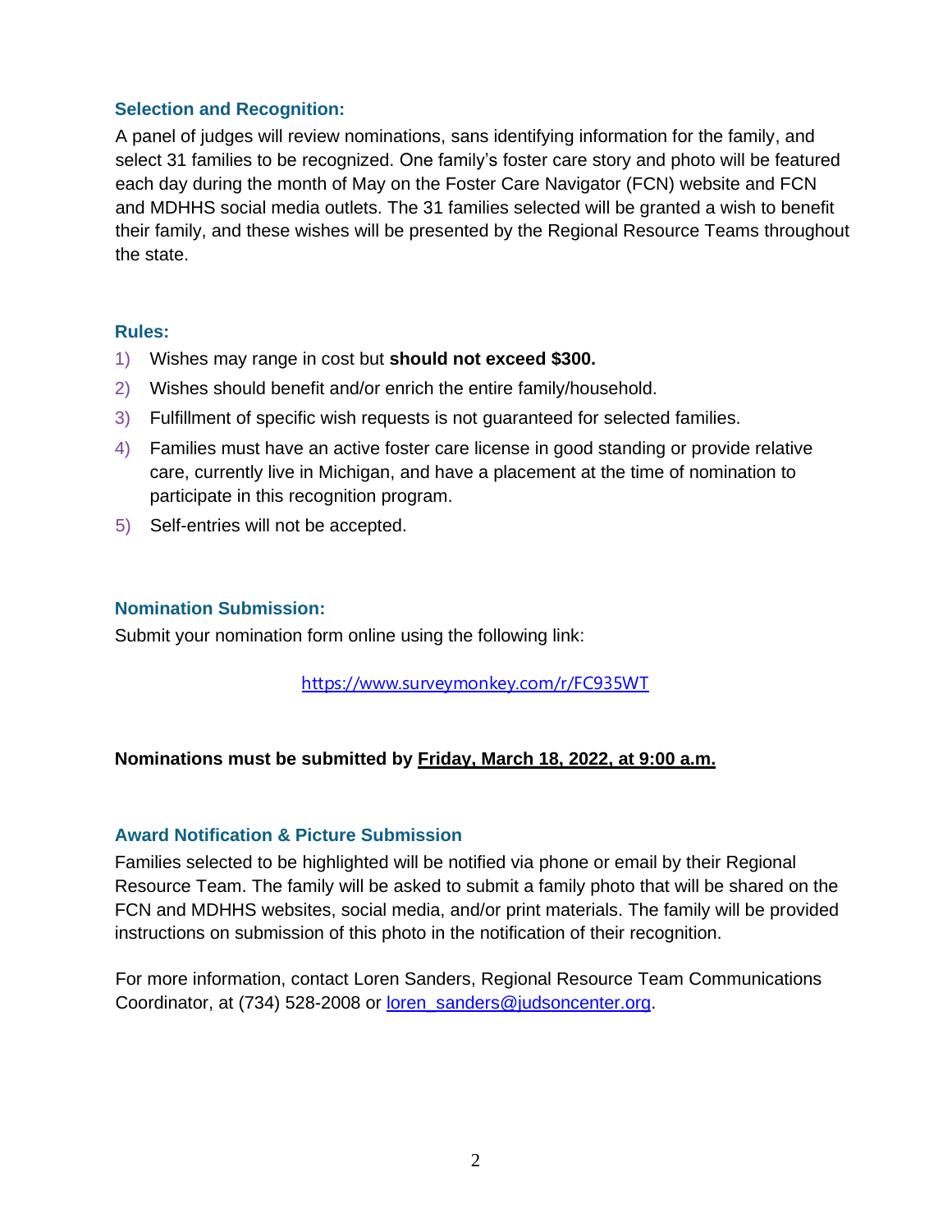### Selection and Recognition:

A panel of judges will review nominations, sans identifying information for the family, and select 31 families to be recognized. One family's foster care story and photo will be featured each day during the month of May on the Foster Care Navigator (FCN) website and FCN and MDHHS social media outlets. The 31 families selected will be granted a wish to benefit their family, and these wishes will be presented by the Regional Resource Teams throughout the state.

### Rules:

1) Wishes may range in cost but **should not exceed $300.**
2) Wishes should benefit and/or enrich the entire family/household.
3) Fulfillment of specific wish requests is not guaranteed for selected families.
4) Families must have an active foster care license in good standing or provide relative care, currently live in Michigan, and have a placement at the time of nomination to participate in this recognition program.
5) Self-entries will not be accepted.

### Nomination Submission:

Submit your nomination form online using the following link:

https://www.surveymonkey.com/r/FC935WT

**Nominations must be submitted by Friday, March 18, 2022, at 9:00 a.m.**

### Award Notification & Picture Submission

Families selected to be highlighted will be notified via phone or email by their Regional Resource Team. The family will be asked to submit a family photo that will be shared on the FCN and MDHHS websites, social media, and/or print materials. The family will be provided instructions on submission of this photo in the notification of their recognition.

For more information, contact Loren Sanders, Regional Resource Team Communications Coordinator, at (734) 528-2008 or loren_sanders@judsoncenter.org.